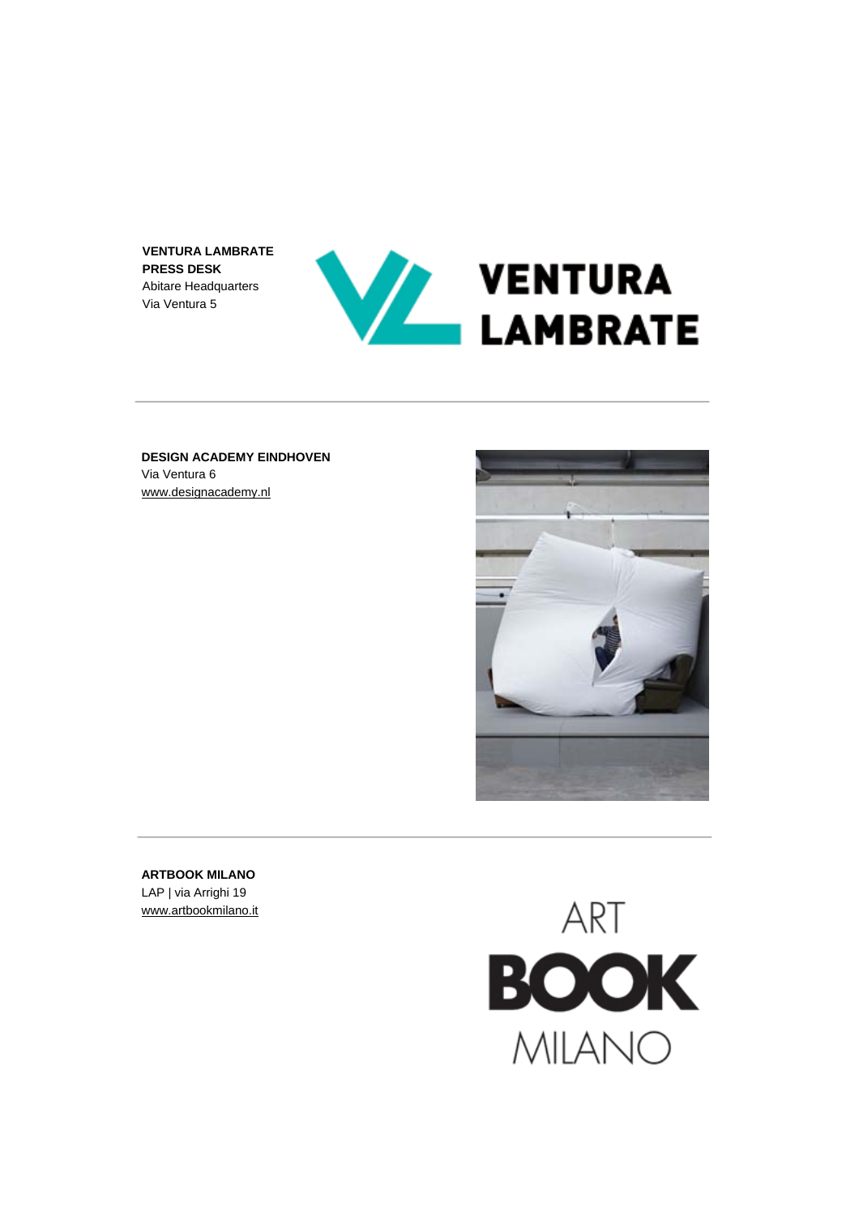**VENTURA LAMBRATE**
**PRESS DESK**
Abitare Headquarters
Via Ventura 5

VENTURA LAMBRATE

---

**DESIGN ACADEMY EINDHOVEN**
Via Ventura 6
www.designacademy.nl

---

**ARTBOOK MILANO**
LAP | via Arrighi 19
www.artbookmilano.it

ART BOOK MILANO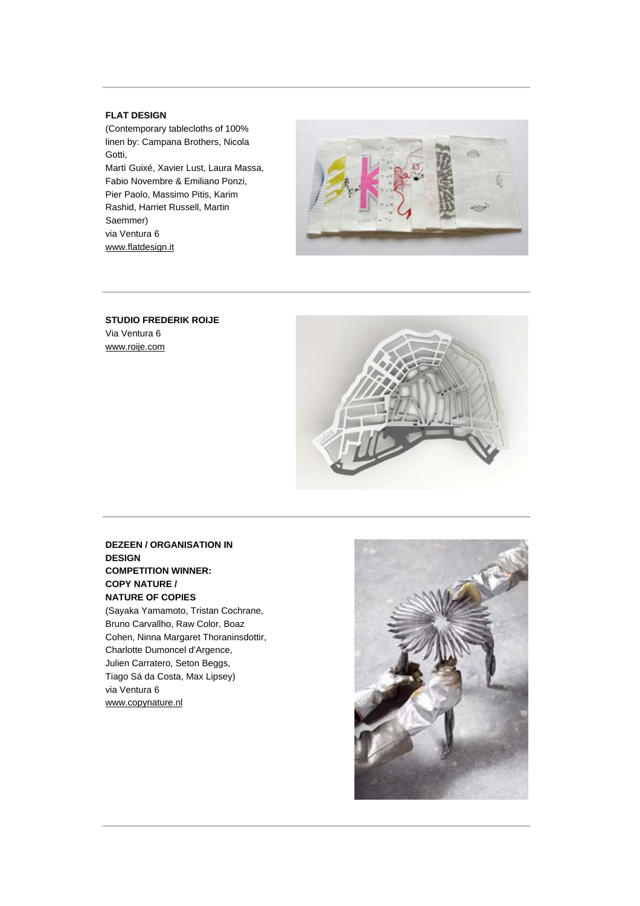**FLAT DESIGN**

(Contemporary tablecloths of 100% linen by: Campana Brothers, Nicola Gotti, Martì Guixé, Xavier Lust, Laura Massa, Fabio Novembre & Emiliano Ponzi, Pier Paolo, Massimo Pitis, Karim Rashid, Harriet Russell, Martin Saemmer)

via Ventura 6

www.flatdesign.it

---

**STUDIO FREDERIK ROIJE**

Via Ventura 6

www.roije.com

---

**DEZEEN / ORGANISATION IN DESIGN COMPETITION WINNER: COPY NATURE / NATURE OF COPIES**

(Sayaka Yamamoto, Tristan Cochrane, Bruno Carvallho, Raw Color, Boaz Cohen, Ninna Margaret Thoraninsdottir, Charlotte Dumoncel d'Argence, Julien Carratero, Seton Beggs, Tiago Sá da Costa, Max Lipsey)

via Ventura 6

www.copynature.nl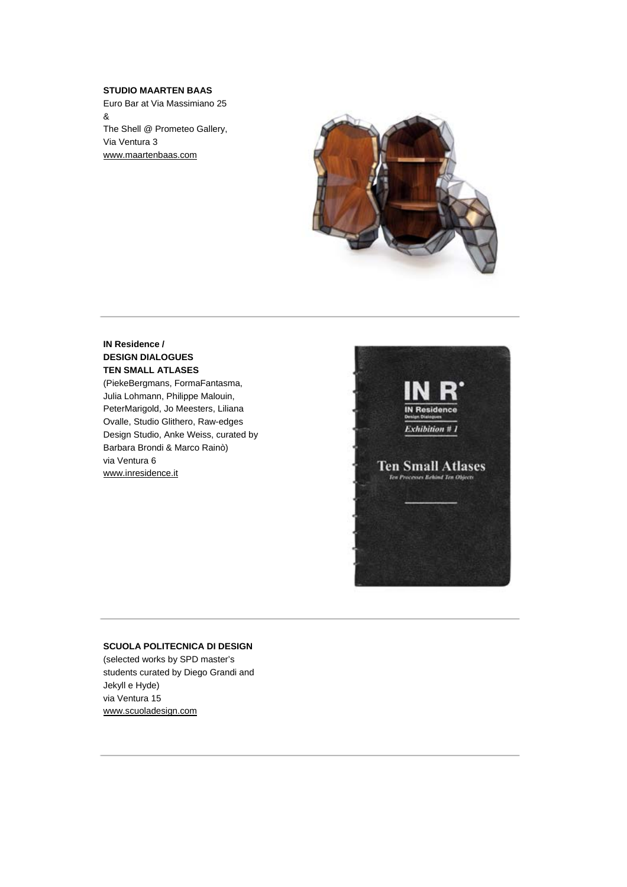**STUDIO MAARTEN BAAS**
Euro Bar at Via Massimiano 25
&
The Shell @ Prometeo Gallery,
Via Ventura 3
www.maartenbaas.com

---

**IN Residence /**
**DESIGN DIALOGUES**
**TEN SMALL ATLASES**
(PiekeBergmans, FormaFantasma, Julia Lohmann, Philippe Malouin, PeterMarigold, Jo Meesters, Liliana Ovalle, Studio Glithero, Raw-edges Design Studio, Anke Weiss, curated by Barbara Brondi & Marco Rainò)
via Ventura 6
www.inresidence.it

---

**SCUOLA POLITECNICA DI DESIGN**
(selected works by SPD master's students curated by Diego Grandi and Jekyll e Hyde)
via Ventura 15
www.scuoladesign.com

---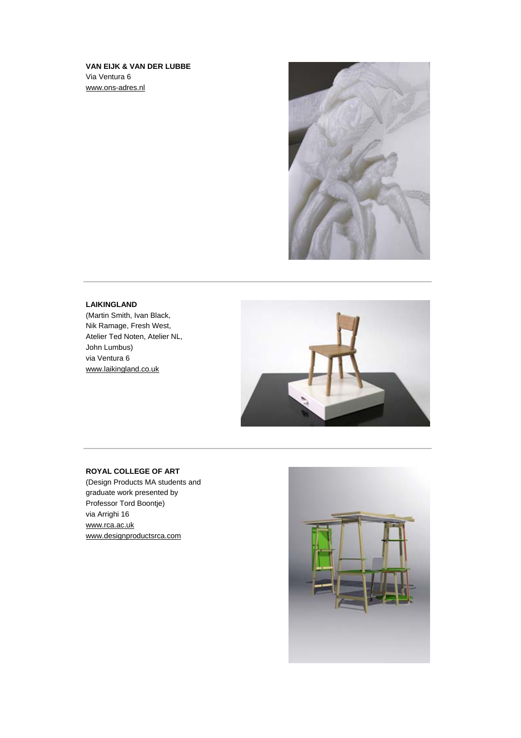**VAN EIJK & VAN DER LUBBE**
Via Ventura 6
www.ons-adres.nl

---

**LAIKINGLAND**
(Martin Smith, Ivan Black,
Nik Ramage, Fresh West,
Atelier Ted Noten, Atelier NL,
John Lumbus)
via Ventura 6
www.laikingland.co.uk

---

**ROYAL COLLEGE OF ART**
(Design Products MA students and
graduate work presented by
Professor Tord Boontje)
via Arrighi 16
www.rca.ac.uk
www.designproductsrca.com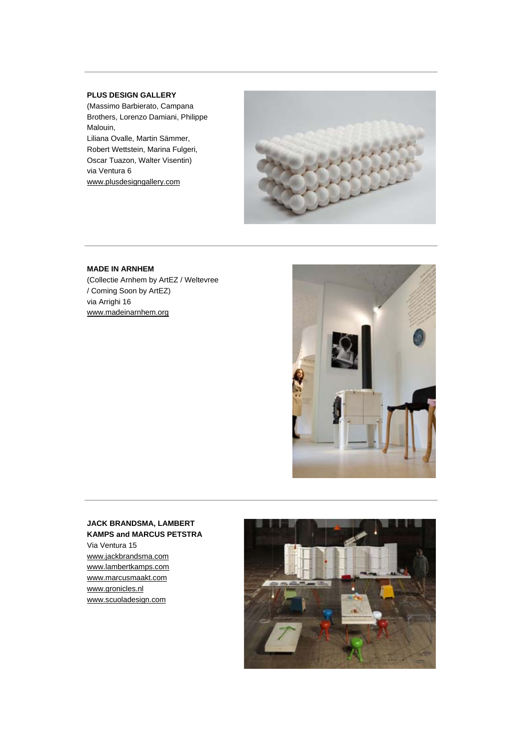---

**PLUS DESIGN GALLERY**
(Massimo Barbierato, Campana Brothers, Lorenzo Damiani, Philippe Malouin,
Liliana Ovalle, Martin Sämmer, Robert Wettstein, Marina Fulgeri, Oscar Tuazon, Walter Visentin)
via Ventura 6
www.plusdesigngallery.com

---

**MADE IN ARNHEM**
(Collectie Arnhem by ArtEZ / Weltevree / Coming Soon by ArtEZ)
via Arrighi 16
www.madeinarnhem.org

---

**JACK BRANDSMA, LAMBERT KAMPS and MARCUS PETSTRA**
Via Ventura 15
www.jackbrandsma.com
www.lambertkamps.com
www.marcusmaakt.com
www.gronicles.nl
www.scuoladesign.com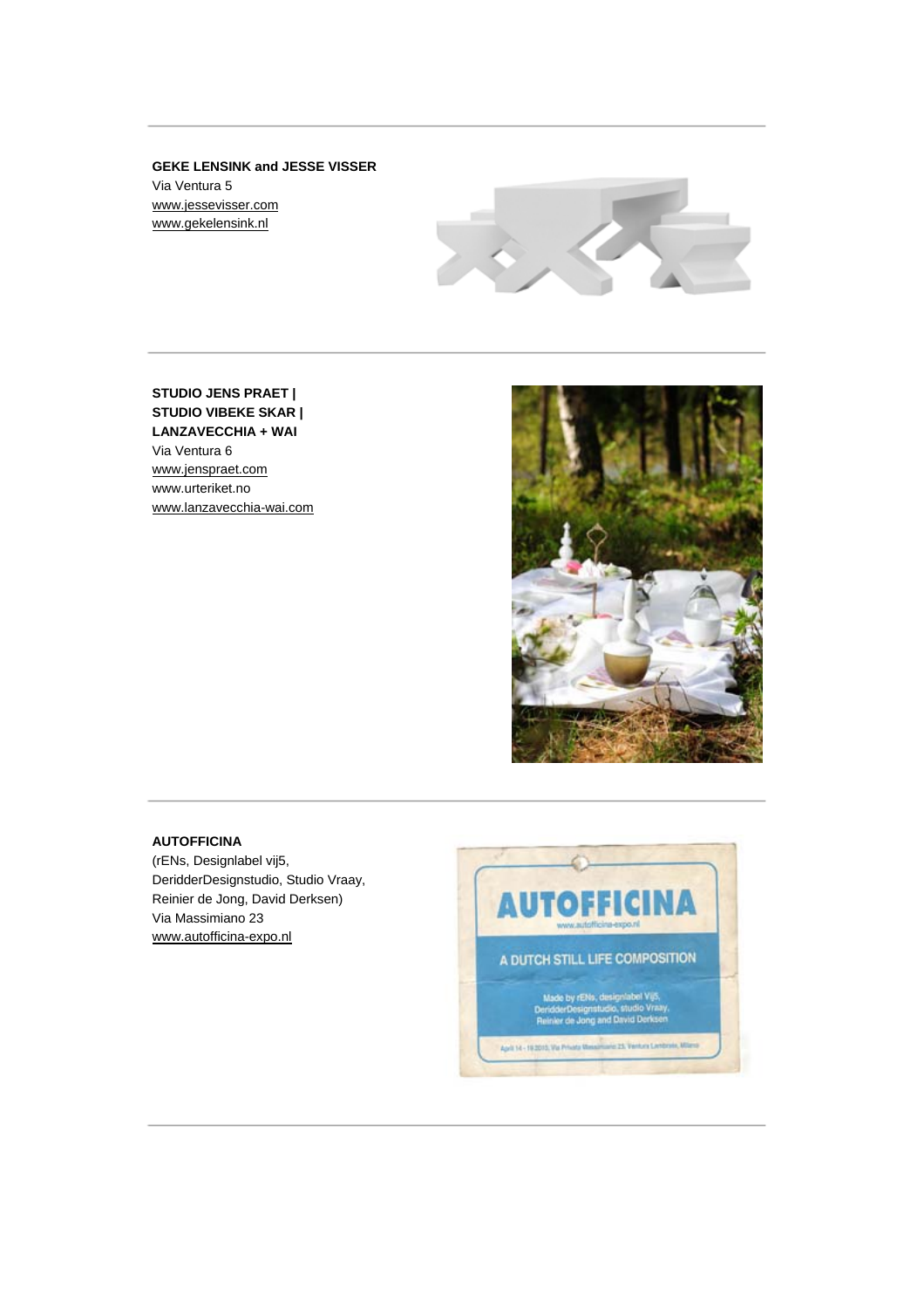---

**GEKE LENSINK and JESSE VISSER**
Via Ventura 5
www.jessevisser.com
www.gekelensink.nl

---

**STUDIO JENS PRAET |**
**STUDIO VIBEKE SKAR |**
**LANZAVECCHIA + WAI**
Via Ventura 6
www.jenspraet.com
www.urteriket.no
www.lanzavecchia-wai.com

---

**AUTOFFICINA**
(rENs, Designlabel vij5,
DeridderDesignstudio, Studio Vraay,
Reinier de Jong, David Derksen)
Via Massimiano 23
www.autofficina-expo.nl

---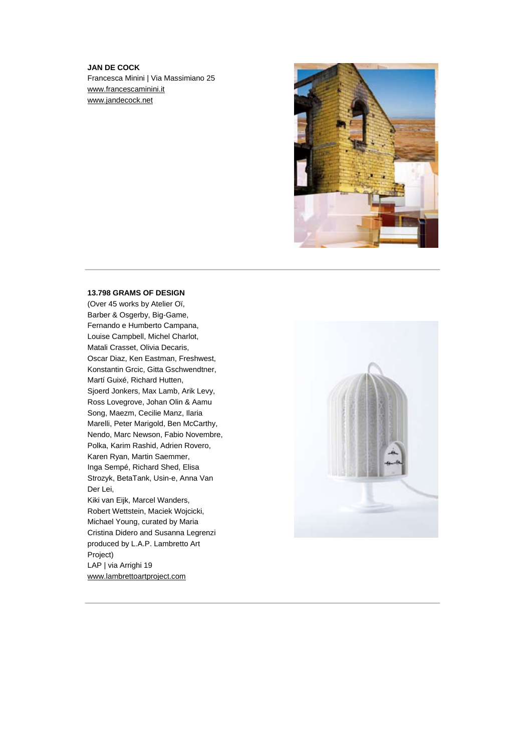**JAN DE COCK**
Francesca Minini | Via Massimiano 25
www.francescaminini.it
www.jandecock.net

---

**13.798 GRAMS OF DESIGN**
(Over 45 works by Atelier Oï, Barber & Osgerby, Big-Game, Fernando e Humberto Campana, Louise Campbell, Michel Charlot, Matali Crasset, Olivia Decaris, Oscar Diaz, Ken Eastman, Freshwest, Konstantin Grcic, Gitta Gschwendtner, Martí Guixé, Richard Hutten, Sjoerd Jonkers, Max Lamb, Arik Levy, Ross Lovegrove, Johan Olin & Aamu Song, Maezm, Cecilie Manz, Ilaria Marelli, Peter Marigold, Ben McCarthy, Nendo, Marc Newson, Fabio Novembre, Polka, Karim Rashid, Adrien Rovero, Karen Ryan, Martin Saemmer, Inga Sempé, Richard Shed, Elisa Strozyk, BetaTank, Usin-e, Anna Van Der Lei, Kiki van Eijk, Marcel Wanders, Robert Wettstein, Maciek Wojcicki, Michael Young, curated by Maria Cristina Didero and Susanna Legrenzi produced by L.A.P. Lambretto Art Project)
LAP | via Arrighi 19
www.lambrettoartproject.com

---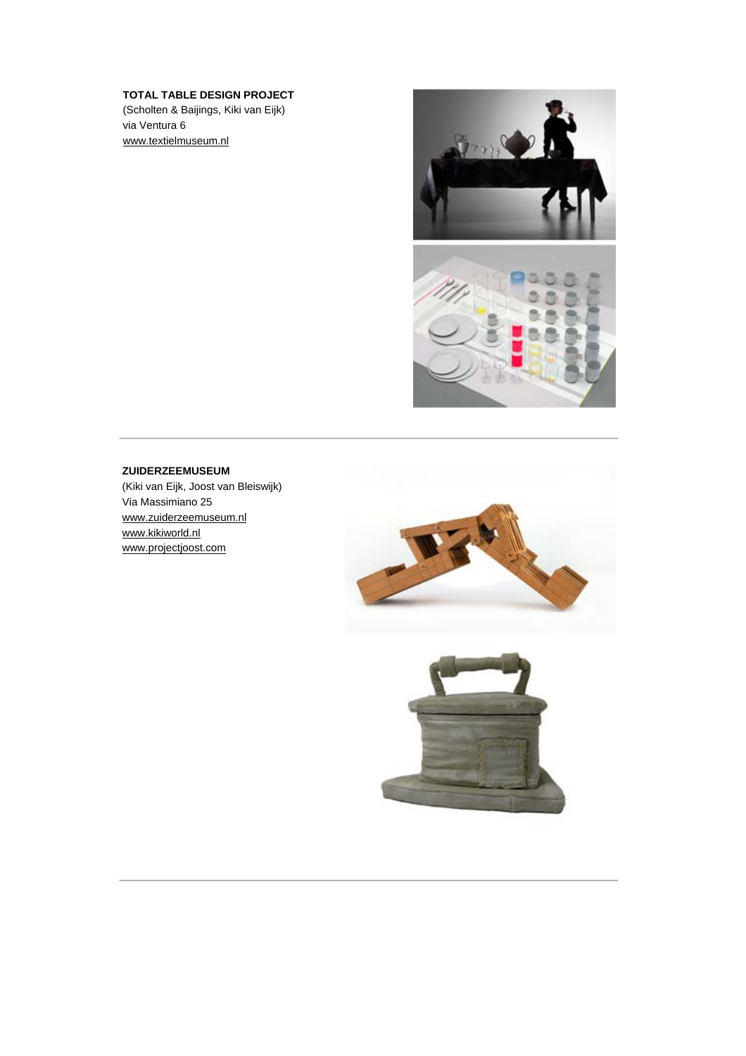**TOTAL TABLE DESIGN PROJECT**
(Scholten & Baijings, Kiki van Eijk)
via Ventura 6
www.textielmuseum.nl

---

**ZUIDERZEEMUSEUM**
(Kiki van Eijk, Joost van Bleiswijk)
Via Massimiano 25
www.zuiderzeemuseum.nl
www.kikiworld.nl
www.projectjoost.com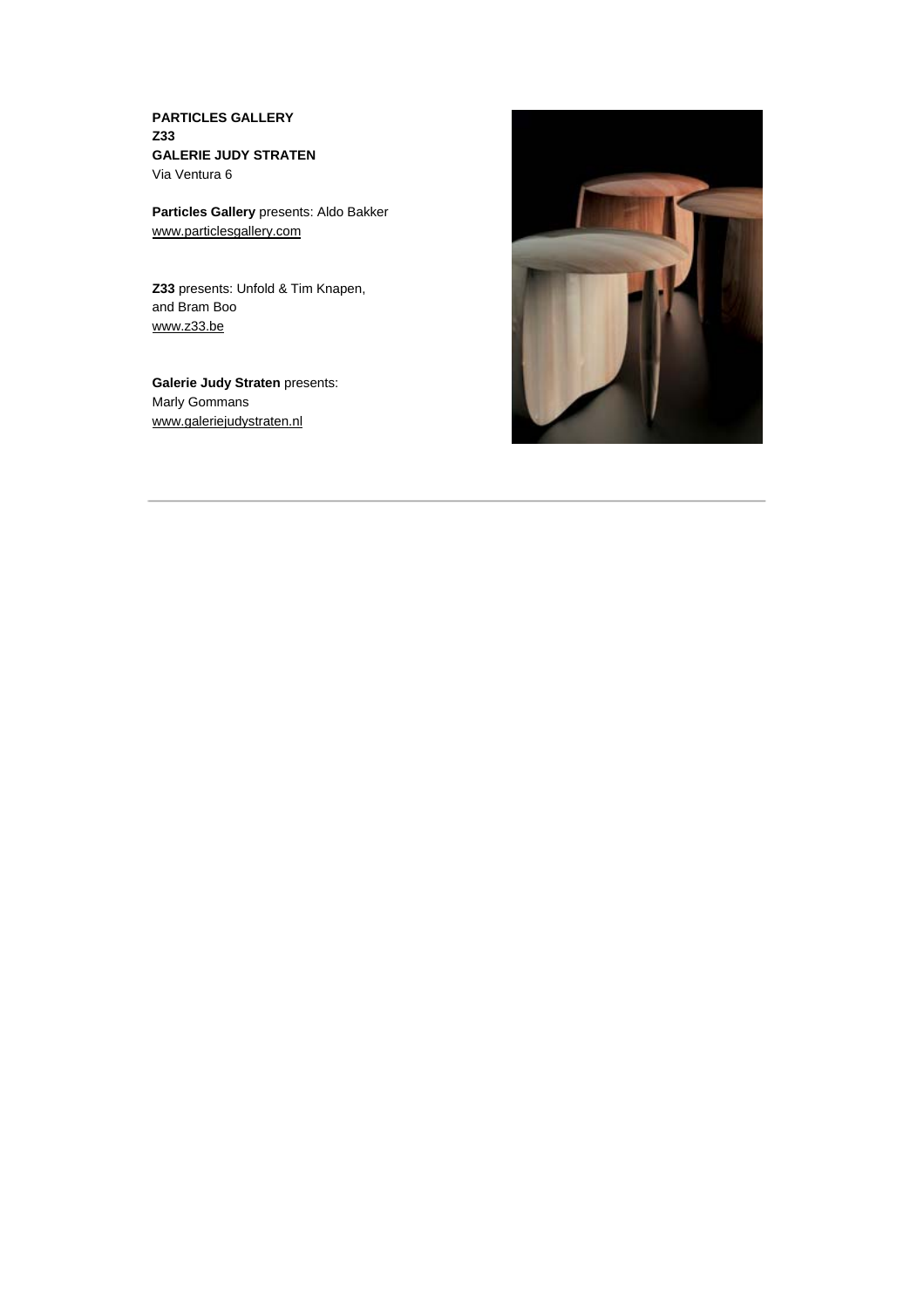**PARTICLES GALLERY**
**Z33**
**GALERIE JUDY STRATEN**
Via Ventura 6

**Particles Gallery** presents: Aldo Bakker
www.particlesgallery.com

**Z33** presents: Unfold & Tim Knapen, and Bram Boo
www.z33.be

**Galerie Judy Straten** presents: Marly Gommans
www.galeriejudystraten.nl